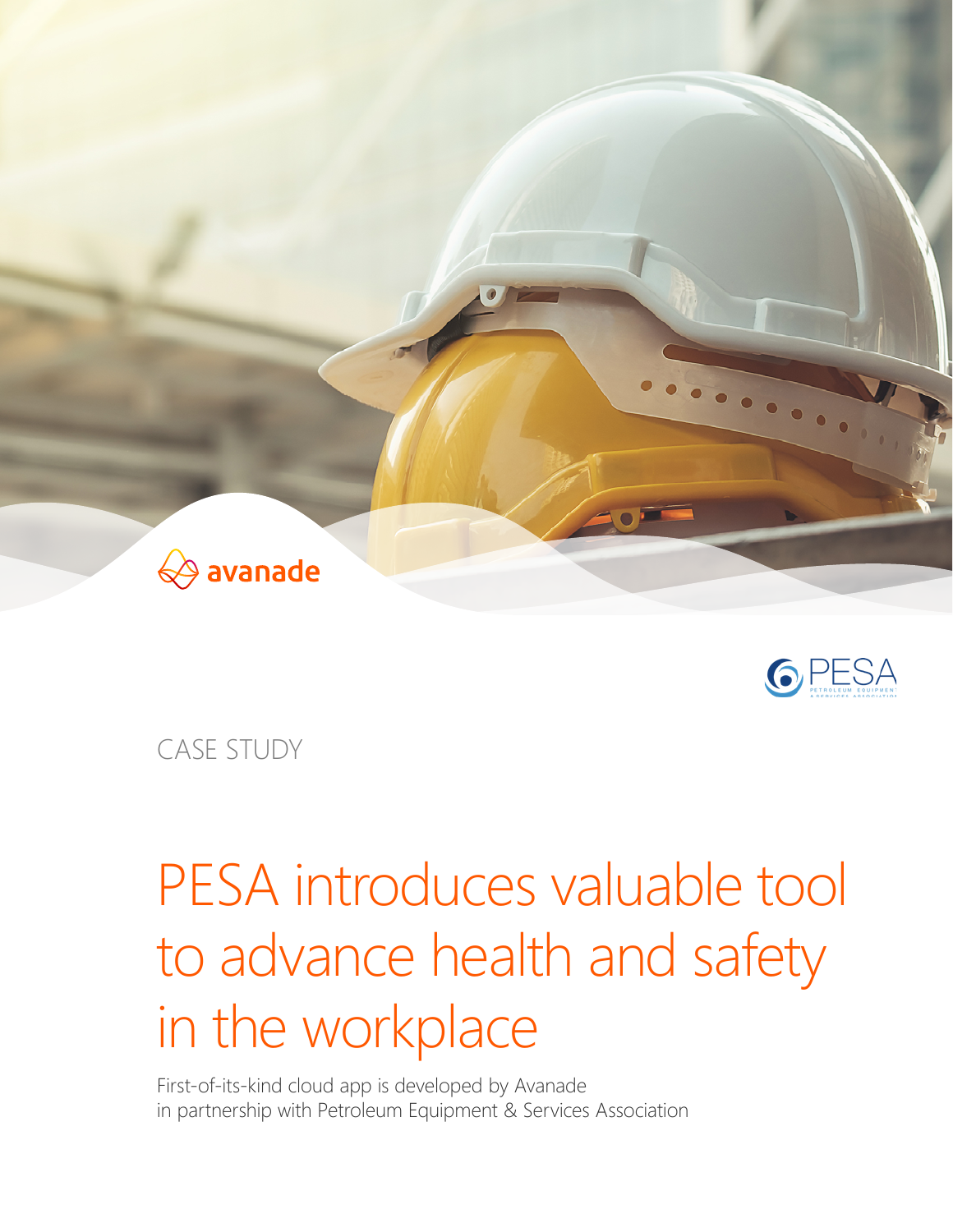CASE STUDY

# PESA introduces valuable tool to advance health and safety in the workplace

First-of-its-kind cloud app is developed by Avanade in partnership with Petroleum Equipment & Services Association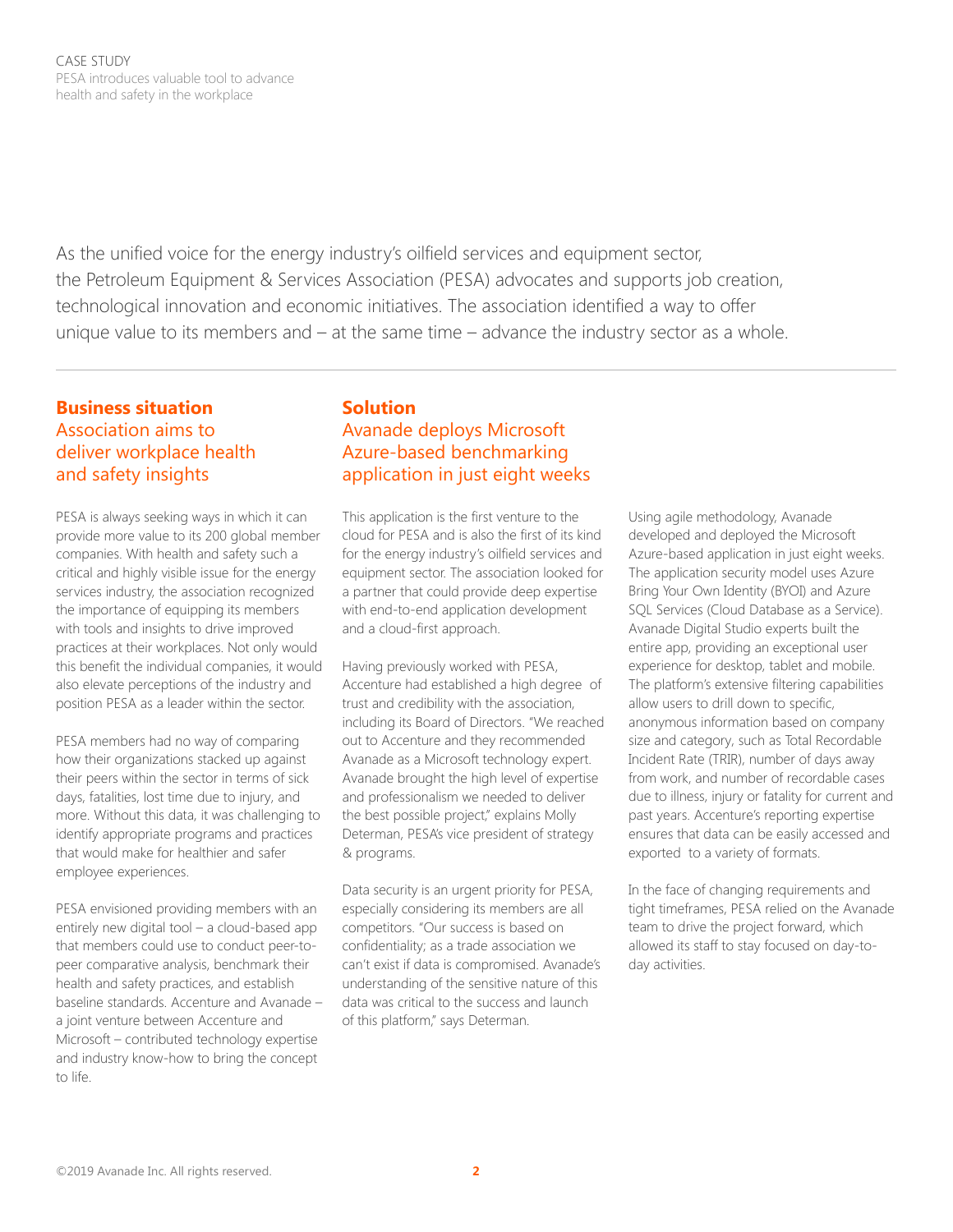As the unified voice for the energy industry's oilfield services and equipment sector, the Petroleum Equipment & Services Association (PESA) advocates and supports job creation, technological innovation and economic initiatives. The association identified a way to offer unique value to its members and – at the same time – advance the industry sector as a whole.

## Business situation

### Association aims to deliver workplace health and safety insights

PESA is always seeking ways in which it can provide more value to its 200 global member companies. With health and safety such a critical and highly visible issue for the energy services industry, the association recognized the importance of equipping its members with tools and insights to drive improved practices at their workplaces. Not only would this benefit the individual companies, it would also elevate perceptions of the industry and position PESA as a leader within the sector.

PESA members had no way of comparing how their organizations stacked up against their peers within the sector in terms of sick days, fatalities, lost time due to injury, and more. Without this data, it was challenging to identify appropriate programs and practices that would make for healthier and safer employee experiences.

PESA envisioned providing members with an entirely new digital tool – a cloud-based app that members could use to conduct peer-to-peer comparative analysis, benchmark their health and safety practices, and establish baseline standards. Accenture and Avanade – a joint venture between Accenture and Microsoft – contributed technology expertise and industry know-how to bring the concept to life.

## Solution

### Avanade deploys Microsoft Azure-based benchmarking application in just eight weeks

This application is the first venture to the cloud for PESA and is also the first of its kind for the energy industry's oilfield services and equipment sector. The association looked for a partner that could provide deep expertise with end-to-end application development and a cloud-first approach.

Having previously worked with PESA, Accenture had established a high degree of trust and credibility with the association, including its Board of Directors. "We reached out to Accenture and they recommended Avanade as a Microsoft technology expert. Avanade brought the high level of expertise and professionalism we needed to deliver the best possible project," explains Molly Determan, PESA's vice president of strategy & programs.

Data security is an urgent priority for PESA, especially considering its members are all competitors. "Our success is based on confidentiality; as a trade association we can't exist if data is compromised. Avanade's understanding of the sensitive nature of this data was critical to the success and launch of this platform," says Determan.

Using agile methodology, Avanade developed and deployed the Microsoft Azure-based application in just eight weeks. The application security model uses Azure Bring Your Own Identity (BYOI) and Azure SQL Services (Cloud Database as a Service). Avanade Digital Studio experts built the entire app, providing an exceptional user experience for desktop, tablet and mobile. The platform's extensive filtering capabilities allow users to drill down to specific, anonymous information based on company size and category, such as Total Recordable Incident Rate (TRIR), number of days away from work, and number of recordable cases due to illness, injury or fatality for current and past years. Accenture's reporting expertise ensures that data can be easily accessed and exported to a variety of formats.

In the face of changing requirements and tight timeframes, PESA relied on the Avanade team to drive the project forward, which allowed its staff to stay focused on day-to-day activities.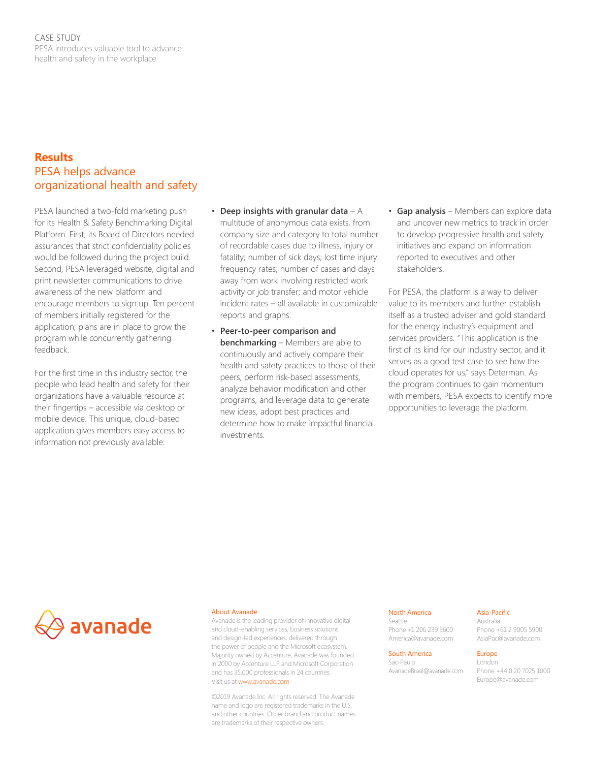CASE STUDY
PESA introduces valuable tool to advance health and safety in the workplace

## Results
### PESA helps advance organizational health and safety

PESA launched a two-fold marketing push for its Health & Safety Benchmarking Digital Platform. First, its Board of Directors needed assurances that strict confidentiality policies would be followed during the project build. Second, PESA leveraged website, digital and print newsletter communications to drive awareness of the new platform and encourage members to sign up. Ten percent of members initially registered for the application; plans are in place to grow the program while concurrently gathering feedback.

For the first time in this industry sector, the people who lead health and safety for their organizations have a valuable resource at their fingertips – accessible via desktop or mobile device. This unique, cloud-based application gives members easy access to information not previously available:

- **Deep insights with granular data** – A multitude of anonymous data exists, from company size and category to total number of recordable cases due to illness, injury or fatality; number of sick days; lost time injury frequency rates; number of cases and days away from work involving restricted work activity or job transfer; and motor vehicle incident rates – all available in customizable reports and graphs.
- **Peer-to-peer comparison and benchmarking** – Members are able to continuously and actively compare their health and safety practices to those of their peers, perform risk-based assessments, analyze behavior modification and other programs, and leverage data to generate new ideas, adopt best practices and determine how to make impactful financial investments.
- **Gap analysis** – Members can explore data and uncover new metrics to track in order to develop progressive health and safety initiatives and expand on information reported to executives and other stakeholders.

For PESA, the platform is a way to deliver value to its members and further establish itself as a trusted adviser and gold standard for the energy industry's equipment and services providers. "This application is the first of its kind for our industry sector, and it serves as a good test case to see how the cloud operates for us," says Determan. As the program continues to gain momentum with members, PESA expects to identify more opportunities to leverage the platform.

avanade

**About Avanade**
Avanade is the leading provider of innovative digital and cloud-enabling services, business solutions and design-led experiences, delivered through the power of people and the Microsoft ecosystem. Majority owned by Accenture, Avanade was founded in 2000 by Accenture LLP and Microsoft Corporation and has 35,000 professionals in 24 countries. Visit us at www.avanade.com

©2019 Avanade Inc. All rights reserved. The Avanade name and logo are registered trademarks in the U.S. and other countries. Other brand and product names are trademarks of their respective owners.

**North America**
Seattle
Phone +1 206 239 5600
America@avanade.com

**South America**
Sao Paulo
AvanadeBrasil@avanade.com

**Asia-Pacific**
Australia
Phone +61 2 9005 5900
AsiaPac@avanade.com

**Europe**
London
Phone +44 0 20 7025 1000
Europe@avanade.com